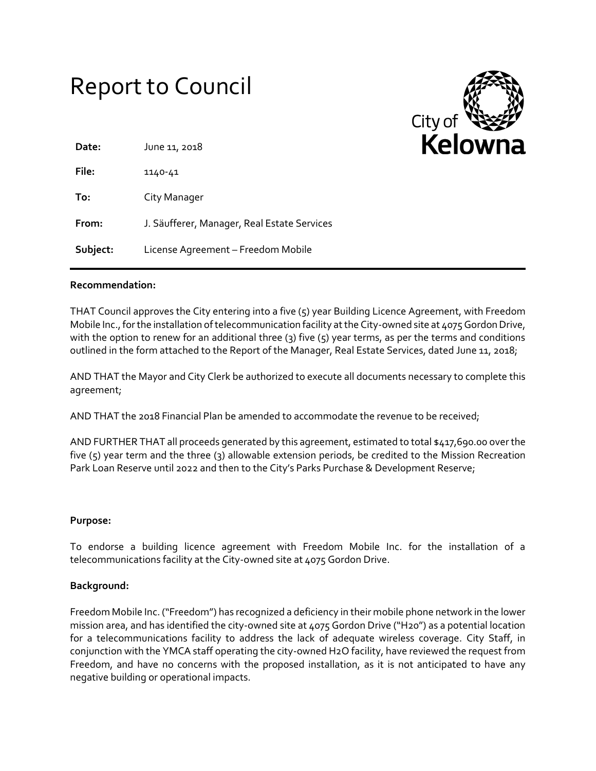# Report to Council

City of Kelowna

**Date:** June 11, 2018

**File:** 1140-41

**To:** City Manager

**From:** J. Säufferer, Manager, Real Estate Services

**Subject:** License Agreement – Freedom Mobile

---

**Recommendation:**

THAT Council approves the City entering into a five (5) year Building Licence Agreement, with Freedom Mobile Inc., for the installation of telecommunication facility at the City-owned site at 4075 Gordon Drive, with the option to renew for an additional three (3) five (5) year terms, as per the terms and conditions outlined in the form attached to the Report of the Manager, Real Estate Services, dated June 11, 2018;

AND THAT the Mayor and City Clerk be authorized to execute all documents necessary to complete this agreement;

AND THAT the 2018 Financial Plan be amended to accommodate the revenue to be received;

AND FURTHER THAT all proceeds generated by this agreement, estimated to total $417,690.00 over the five (5) year term and the three (3) allowable extension periods, be credited to the Mission Recreation Park Loan Reserve until 2022 and then to the City's Parks Purchase & Development Reserve;

**Purpose:**

To endorse a building licence agreement with Freedom Mobile Inc. for the installation of a telecommunications facility at the City-owned site at 4075 Gordon Drive.

**Background:**

Freedom Mobile Inc. ("Freedom") has recognized a deficiency in their mobile phone network in the lower mission area, and has identified the city-owned site at 4075 Gordon Drive ("H2o") as a potential location for a telecommunications facility to address the lack of adequate wireless coverage. City Staff, in conjunction with the YMCA staff operating the city-owned H2O facility, have reviewed the request from Freedom, and have no concerns with the proposed installation, as it is not anticipated to have any negative building or operational impacts.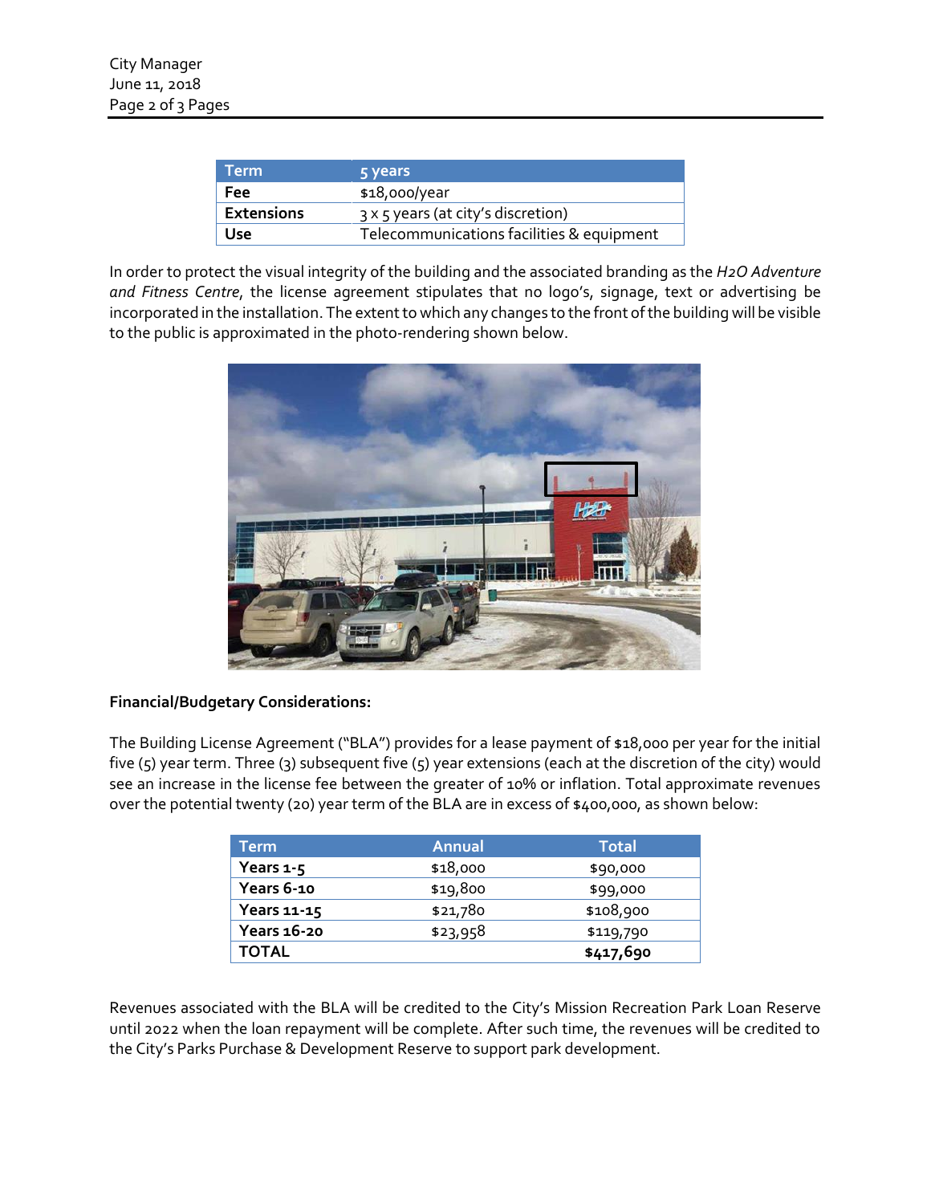| Term | 5 years |
|---|---|
| **Fee** | $18,000/year |
| **Extensions** | 3 x 5 years (at city's discretion) |
| **Use** | Telecommunications facilities & equipment |

In order to protect the visual integrity of the building and the associated branding as the *H2O Adventure and Fitness Centre*, the license agreement stipulates that no logo's, signage, text or advertising be incorporated in the installation. The extent to which any changes to the front of the building will be visible to the public is approximated in the photo-rendering shown below.

**Financial/Budgetary Considerations:**

The Building License Agreement ("BLA") provides for a lease payment of $18,000 per year for the initial five (5) year term. Three (3) subsequent five (5) year extensions (each at the discretion of the city) would see an increase in the license fee between the greater of 10% or inflation. Total approximate revenues over the potential twenty (20) year term of the BLA are in excess of $400,000, as shown below:

| Term | Annual | Total |
|---|---|---|
| **Years 1-5** | $18,000 | $90,000 |
| **Years 6-10** | $19,800 | $99,000 |
| **Years 11-15** | $21,780 | $108,900 |
| **Years 16-20** | $23,958 | $119,790 |
| **TOTAL** | | **$417,690** |

Revenues associated with the BLA will be credited to the City's Mission Recreation Park Loan Reserve until 2022 when the loan repayment will be complete. After such time, the revenues will be credited to the City's Parks Purchase & Development Reserve to support park development.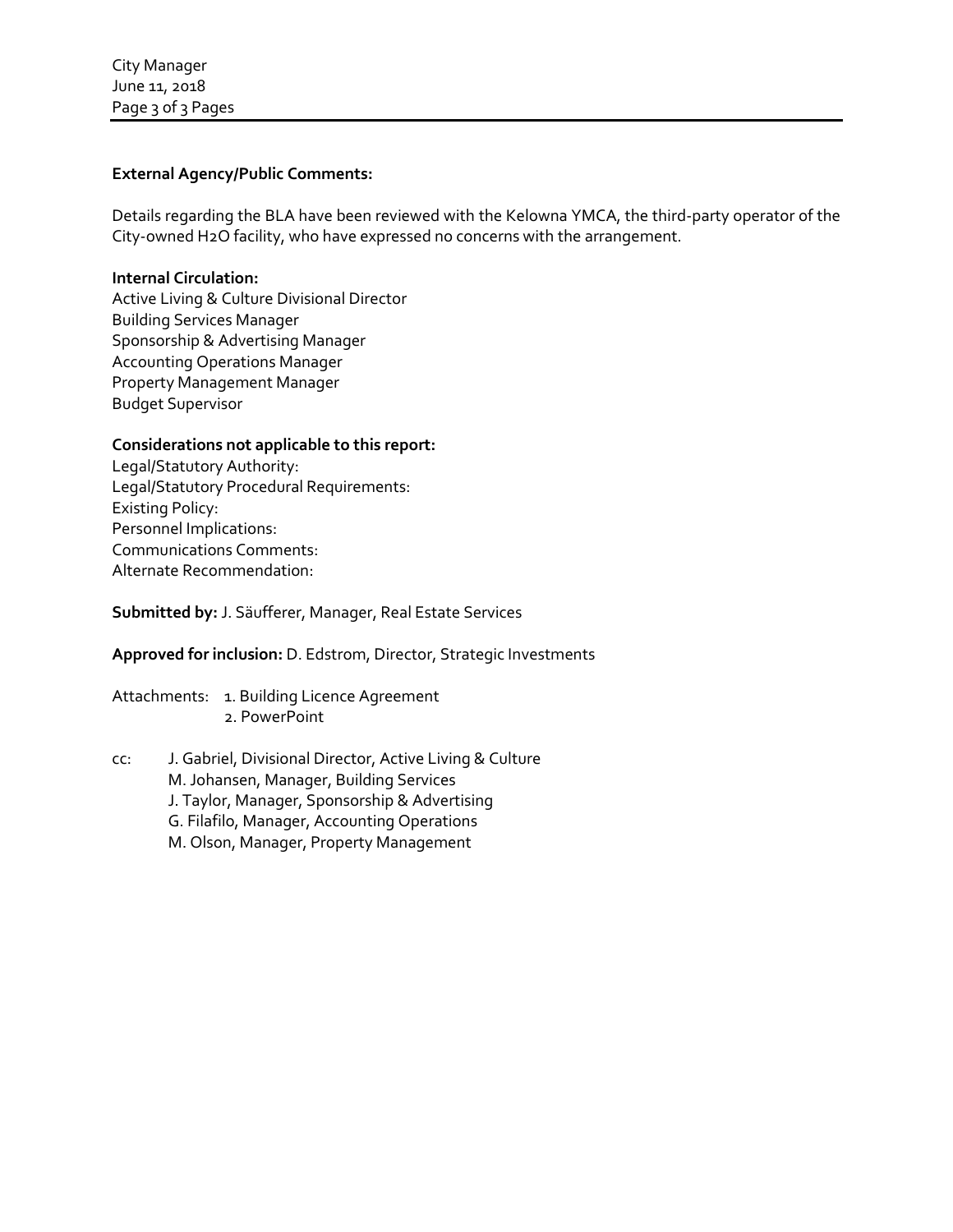**External Agency/Public Comments:**

Details regarding the BLA have been reviewed with the Kelowna YMCA, the third-party operator of the City-owned H2O facility, who have expressed no concerns with the arrangement.

**Internal Circulation:**
Active Living & Culture Divisional Director
Building Services Manager
Sponsorship & Advertising Manager
Accounting Operations Manager
Property Management Manager
Budget Supervisor

**Considerations not applicable to this report:**
Legal/Statutory Authority:
Legal/Statutory Procedural Requirements:
Existing Policy:
Personnel Implications:
Communications Comments:
Alternate Recommendation:

**Submitted by:** J. Säufferer, Manager, Real Estate Services

**Approved for inclusion:** D. Edstrom, Director, Strategic Investments

Attachments:
1. Building Licence Agreement
2. PowerPoint

cc:
J. Gabriel, Divisional Director, Active Living & Culture
M. Johansen, Manager, Building Services
J. Taylor, Manager, Sponsorship & Advertising
G. Filafilo, Manager, Accounting Operations
M. Olson, Manager, Property Management